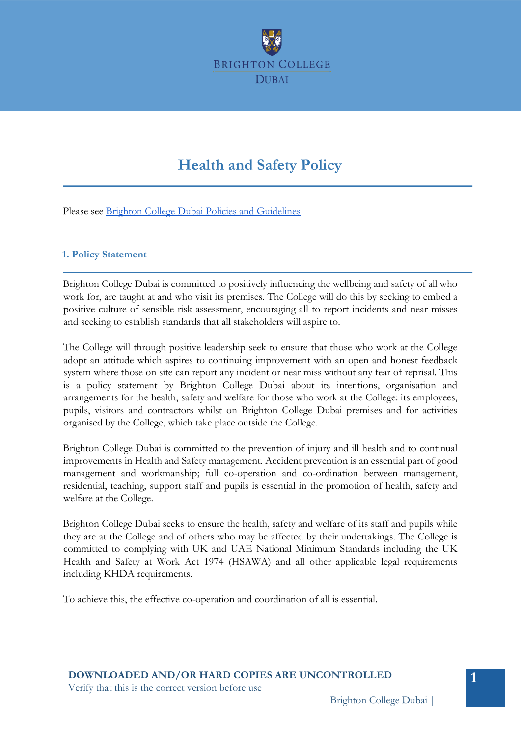Brighton College Dubai

# Health and Safety Policy

Please see Brighton College Dubai Policies and Guidelines

## 1. Policy Statement

Brighton College Dubai is committed to positively influencing the wellbeing and safety of all who work for, are taught at and who visit its premises. The College will do this by seeking to embed a positive culture of sensible risk assessment, encouraging all to report incidents and near misses and seeking to establish standards that all stakeholders will aspire to.

The College will through positive leadership seek to ensure that those who work at the College adopt an attitude which aspires to continuing improvement with an open and honest feedback system where those on site can report any incident or near miss without any fear of reprisal. This is a policy statement by Brighton College Dubai about its intentions, organisation and arrangements for the health, safety and welfare for those who work at the College: its employees, pupils, visitors and contractors whilst on Brighton College Dubai premises and for activities organised by the College, which take place outside the College.

Brighton College Dubai is committed to the prevention of injury and ill health and to continual improvements in Health and Safety management. Accident prevention is an essential part of good management and workmanship; full co-operation and co-ordination between management, residential, teaching, support staff and pupils is essential in the promotion of health, safety and welfare at the College.

Brighton College Dubai seeks to ensure the health, safety and welfare of its staff and pupils while they are at the College and of others who may be affected by their undertakings. The College is committed to complying with UK and UAE National Minimum Standards including the UK Health and Safety at Work Act 1974 (HSAWA) and all other applicable legal requirements including KHDA requirements.

To achieve this, the effective co-operation and coordination of all is essential.

**DOWNLOADED AND/OR HARD COPIES ARE UNCONTROLLED**
Verify that this is the correct version before use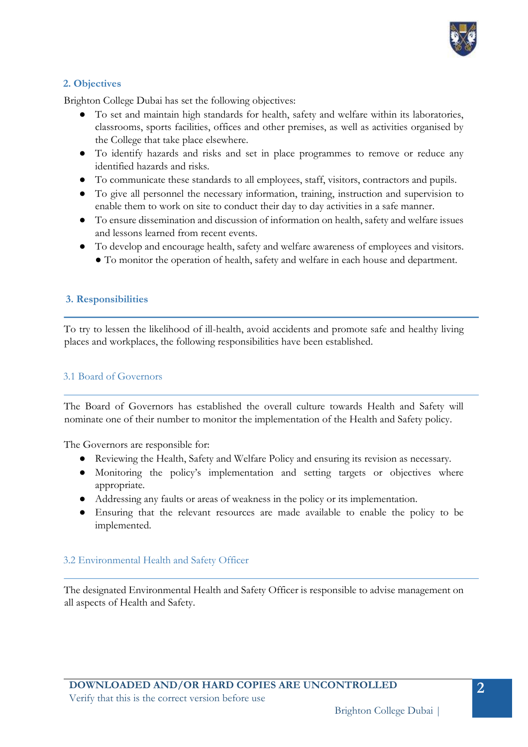## 2. Objectives

Brighton College Dubai has set the following objectives:

- To set and maintain high standards for health, safety and welfare within its laboratories, classrooms, sports facilities, offices and other premises, as well as activities organised by the College that take place elsewhere.
- To identify hazards and risks and set in place programmes to remove or reduce any identified hazards and risks.
- To communicate these standards to all employees, staff, visitors, contractors and pupils.
- To give all personnel the necessary information, training, instruction and supervision to enable them to work on site to conduct their day to day activities in a safe manner.
- To ensure dissemination and discussion of information on health, safety and welfare issues and lessons learned from recent events.
- To develop and encourage health, safety and welfare awareness of employees and visitors.
- To monitor the operation of health, safety and welfare in each house and department.

## 3. Responsibilities

To try to lessen the likelihood of ill-health, avoid accidents and promote safe and healthy living places and workplaces, the following responsibilities have been established.

### 3.1 Board of Governors

The Board of Governors has established the overall culture towards Health and Safety will nominate one of their number to monitor the implementation of the Health and Safety policy.

The Governors are responsible for:

- Reviewing the Health, Safety and Welfare Policy and ensuring its revision as necessary.
- Monitoring the policy's implementation and setting targets or objectives where appropriate.
- Addressing any faults or areas of weakness in the policy or its implementation.
- Ensuring that the relevant resources are made available to enable the policy to be implemented.

### 3.2 Environmental Health and Safety Officer

The designated Environmental Health and Safety Officer is responsible to advise management on all aspects of Health and Safety.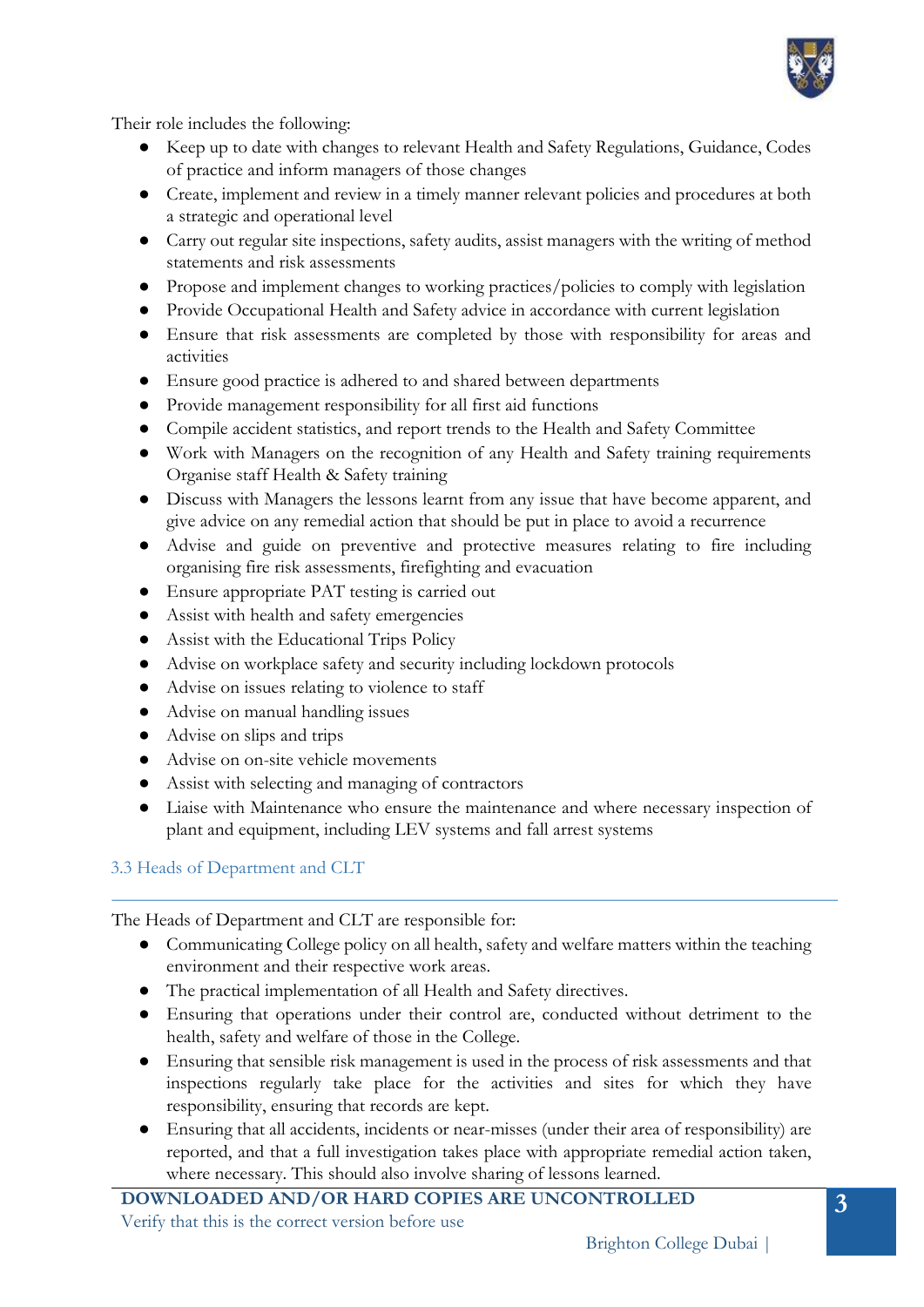Their role includes the following:

- Keep up to date with changes to relevant Health and Safety Regulations, Guidance, Codes of practice and inform managers of those changes
- Create, implement and review in a timely manner relevant policies and procedures at both a strategic and operational level
- Carry out regular site inspections, safety audits, assist managers with the writing of method statements and risk assessments
- Propose and implement changes to working practices/policies to comply with legislation
- Provide Occupational Health and Safety advice in accordance with current legislation
- Ensure that risk assessments are completed by those with responsibility for areas and activities
- Ensure good practice is adhered to and shared between departments
- Provide management responsibility for all first aid functions
- Compile accident statistics, and report trends to the Health and Safety Committee
- Work with Managers on the recognition of any Health and Safety training requirements Organise staff Health & Safety training
- Discuss with Managers the lessons learnt from any issue that have become apparent, and give advice on any remedial action that should be put in place to avoid a recurrence
- Advise and guide on preventive and protective measures relating to fire including organising fire risk assessments, firefighting and evacuation
- Ensure appropriate PAT testing is carried out
- Assist with health and safety emergencies
- Assist with the Educational Trips Policy
- Advise on workplace safety and security including lockdown protocols
- Advise on issues relating to violence to staff
- Advise on manual handling issues
- Advise on slips and trips
- Advise on on-site vehicle movements
- Assist with selecting and managing of contractors
- Liaise with Maintenance who ensure the maintenance and where necessary inspection of plant and equipment, including LEV systems and fall arrest systems

### 3.3 Heads of Department and CLT

The Heads of Department and CLT are responsible for:

- Communicating College policy on all health, safety and welfare matters within the teaching environment and their respective work areas.
- The practical implementation of all Health and Safety directives.
- Ensuring that operations under their control are, conducted without detriment to the health, safety and welfare of those in the College.
- Ensuring that sensible risk management is used in the process of risk assessments and that inspections regularly take place for the activities and sites for which they have responsibility, ensuring that records are kept.
- Ensuring that all accidents, incidents or near-misses (under their area of responsibility) are reported, and that a full investigation takes place with appropriate remedial action taken, where necessary. This should also involve sharing of lessons learned.

**DOWNLOADED AND/OR HARD COPIES ARE UNCONTROLLED**
Verify that this is the correct version before use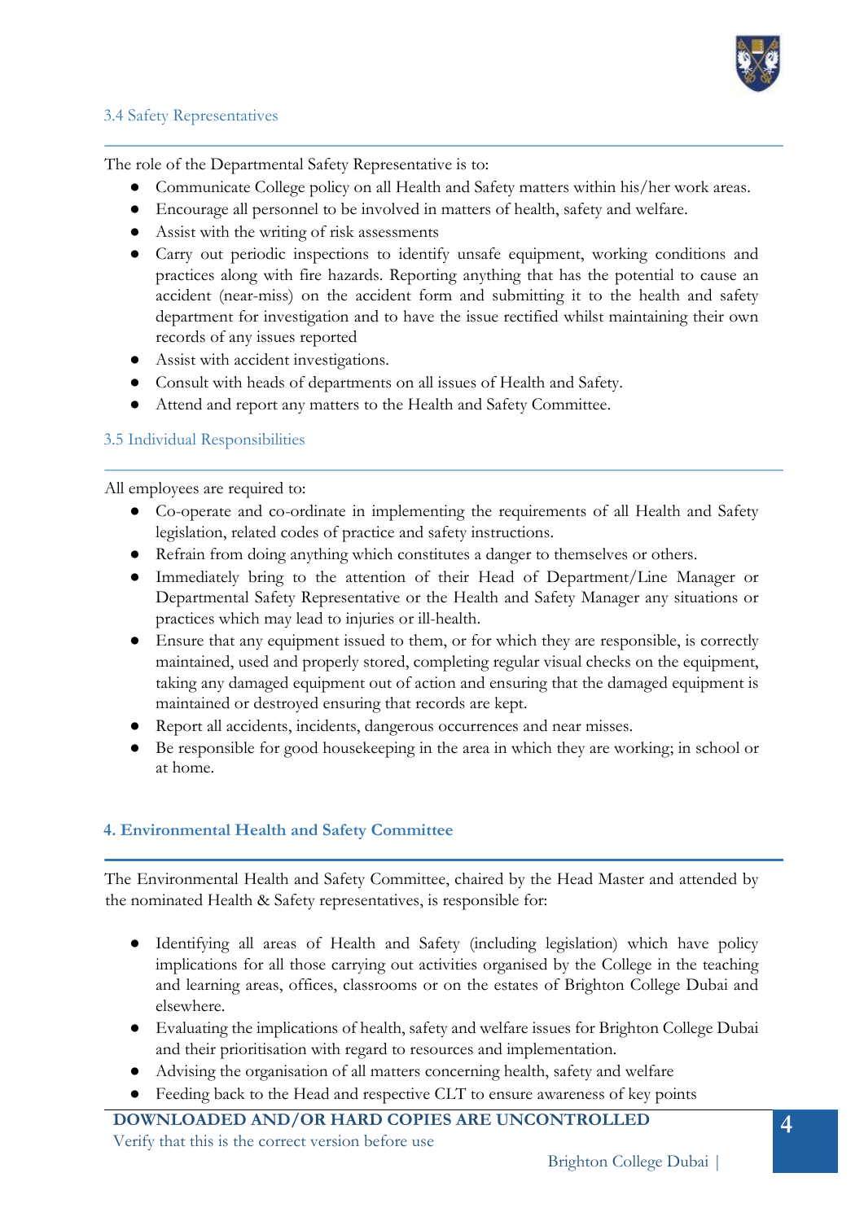### 3.4 Safety Representatives

The role of the Departmental Safety Representative is to:

- Communicate College policy on all Health and Safety matters within his/her work areas.
- Encourage all personnel to be involved in matters of health, safety and welfare.
- Assist with the writing of risk assessments
- Carry out periodic inspections to identify unsafe equipment, working conditions and practices along with fire hazards. Reporting anything that has the potential to cause an accident (near-miss) on the accident form and submitting it to the health and safety department for investigation and to have the issue rectified whilst maintaining their own records of any issues reported
- Assist with accident investigations.
- Consult with heads of departments on all issues of Health and Safety.
- Attend and report any matters to the Health and Safety Committee.

### 3.5 Individual Responsibilities

All employees are required to:

- Co-operate and co-ordinate in implementing the requirements of all Health and Safety legislation, related codes of practice and safety instructions.
- Refrain from doing anything which constitutes a danger to themselves or others.
- Immediately bring to the attention of their Head of Department/Line Manager or Departmental Safety Representative or the Health and Safety Manager any situations or practices which may lead to injuries or ill-health.
- Ensure that any equipment issued to them, or for which they are responsible, is correctly maintained, used and properly stored, completing regular visual checks on the equipment, taking any damaged equipment out of action and ensuring that the damaged equipment is maintained or destroyed ensuring that records are kept.
- Report all accidents, incidents, dangerous occurrences and near misses.
- Be responsible for good housekeeping in the area in which they are working; in school or at home.

## 4. Environmental Health and Safety Committee

The Environmental Health and Safety Committee, chaired by the Head Master and attended by the nominated Health & Safety representatives, is responsible for:

- Identifying all areas of Health and Safety (including legislation) which have policy implications for all those carrying out activities organised by the College in the teaching and learning areas, offices, classrooms or on the estates of Brighton College Dubai and elsewhere.
- Evaluating the implications of health, safety and welfare issues for Brighton College Dubai and their prioritisation with regard to resources and implementation.
- Advising the organisation of all matters concerning health, safety and welfare
- Feeding back to the Head and respective CLT to ensure awareness of key points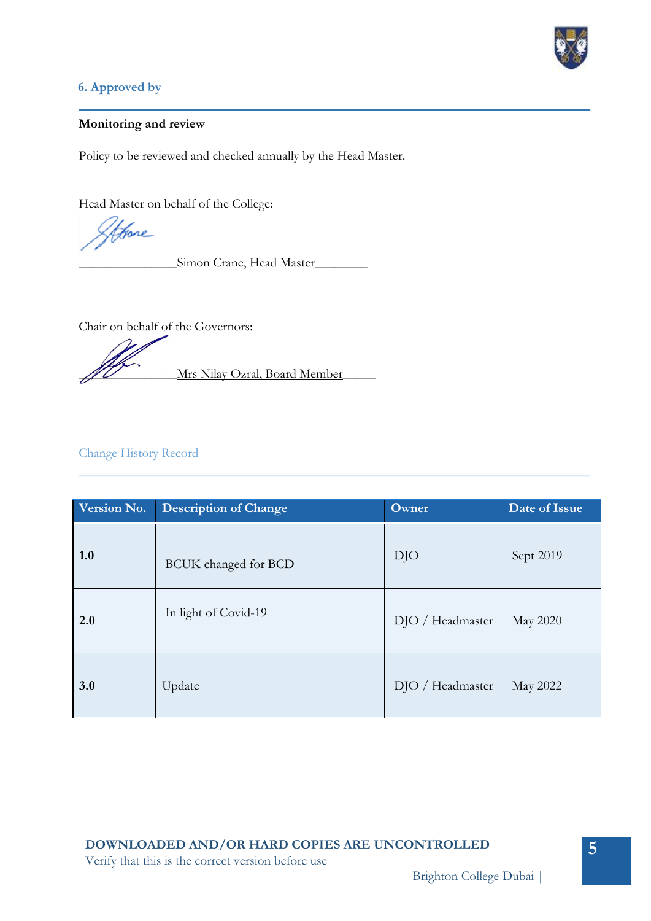## 6. Approved by

**Monitoring and review**

Policy to be reviewed and checked annually by the Head Master.

Head Master on behalf of the College:

________________Simon Crane, Head Master_________

Chair on behalf of the Governors:

________________Mrs Nilay Ozral, Board Member______

### Change History Record

| Version No. | Description of Change | Owner | Date of Issue |
|---|---|---|---|
| **1.0** | BCUK changed for BCD | DJO | Sept 2019 |
| **2.0** | In light of Covid-19 | DJO / Headmaster | May 2020 |
| **3.0** | Update | DJO / Headmaster | May 2022 |

**DOWNLOADED AND/OR HARD COPIES ARE UNCONTROLLED**
Verify that this is the correct version before use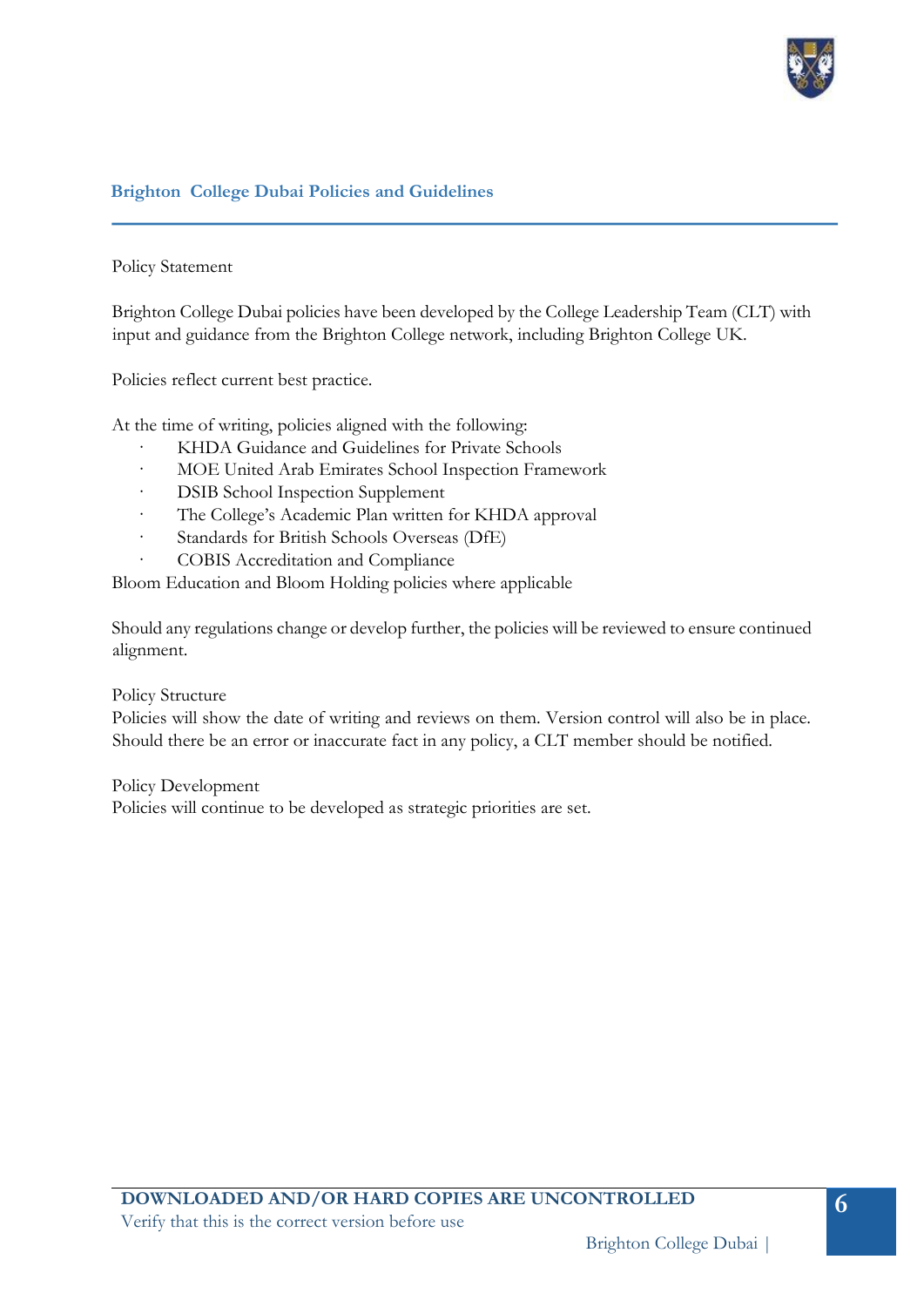## Brighton College Dubai Policies and Guidelines

Policy Statement

Brighton College Dubai policies have been developed by the College Leadership Team (CLT) with input and guidance from the Brighton College network, including Brighton College UK.

Policies reflect current best practice.

At the time of writing, policies aligned with the following:

- KHDA Guidance and Guidelines for Private Schools
- MOE United Arab Emirates School Inspection Framework
- DSIB School Inspection Supplement
- The College's Academic Plan written for KHDA approval
- Standards for British Schools Overseas (DfE)
- COBIS Accreditation and Compliance

Bloom Education and Bloom Holding policies where applicable

Should any regulations change or develop further, the policies will be reviewed to ensure continued alignment.

Policy Structure

Policies will show the date of writing and reviews on them. Version control will also be in place. Should there be an error or inaccurate fact in any policy, a CLT member should be notified.

Policy Development

Policies will continue to be developed as strategic priorities are set.